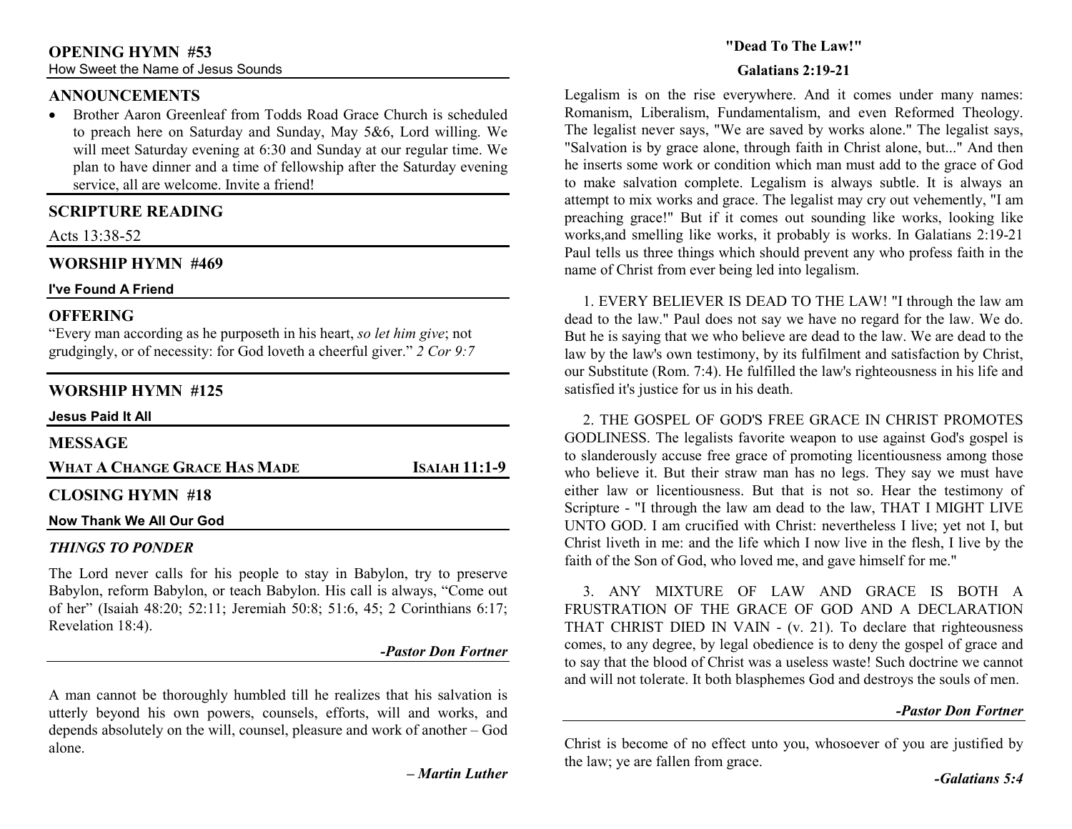## OPENING HYMN #53

How Sweet the Name of Jesus Sounds

## ANNOUNCEMENTS

- Brother Aaron Greenleaf from Todds Road Grace Church is scheduled to preach here on Saturday and Sunday, May 5&6, Lord willing. We will meet Saturday evening at 6:30 and Sunday at our regular time. We plan to have dinner and a time of fellowship after the Saturday evening service, all are welcome. Invite a friend!

## SCRIPTURE READING

Acts 13:38-52

## WORSHIP HYMN #469

**I've Found A Friend**

## OFFERING

"Every man according as he purposeth in his heart, *so let him give*; not grudgingly, or of necessity: for God loveth a cheerful giver." *2 Cor 9:7*

## WORSHIP HYMN #125

**Jesus Paid It All**

## MESSAGE

**WHAT A CHANGE GRACE HAS MADE** — **ISAIAH 11:1-9**

## CLOSING HYMN #18

**Now Thank We All Our God**

### *THINGS TO PONDER*

The Lord never calls for his people to stay in Babylon, try to preserve Babylon, reform Babylon, or teach Babylon. His call is always, "Come out of her" (Isaiah 48:20; 52:11; Jeremiah 50:8; 51:6, 45; 2 Corinthians 6:17; Revelation 18:4).

***-Pastor Don Fortner***

A man cannot be thoroughly humbled till he realizes that his salvation is utterly beyond his own powers, counsels, efforts, will and works, and depends absolutely on the will, counsel, pleasure and work of another – God alone.

***– Martin Luther***

## "Dead To The Law!"

**Galatians 2:19-21**

Legalism is on the rise everywhere. And it comes under many names: Romanism, Liberalism, Fundamentalism, and even Reformed Theology. The legalist never says, "We are saved by works alone." The legalist says, "Salvation is by grace alone, through faith in Christ alone, but..." And then he inserts some work or condition which man must add to the grace of God to make salvation complete. Legalism is always subtle. It is always an attempt to mix works and grace. The legalist may cry out vehemently, "I am preaching grace!" But if it comes out sounding like works, looking like works,and smelling like works, it probably is works. In Galatians 2:19-21 Paul tells us three things which should prevent any who profess faith in the name of Christ from ever being led into legalism.

1. EVERY BELIEVER IS DEAD TO THE LAW! "I through the law am dead to the law." Paul does not say we have no regard for the law. We do. But he is saying that we who believe are dead to the law. We are dead to the law by the law's own testimony, by its fulfilment and satisfaction by Christ, our Substitute (Rom. 7:4). He fulfilled the law's righteousness in his life and satisfied it's justice for us in his death.

2. THE GOSPEL OF GOD'S FREE GRACE IN CHRIST PROMOTES GODLINESS. The legalists favorite weapon to use against God's gospel is to slanderously accuse free grace of promoting licentiousness among those who believe it. But their straw man has no legs. They say we must have either law or licentiousness. But that is not so. Hear the testimony of Scripture - "I through the law am dead to the law, THAT I MIGHT LIVE UNTO GOD. I am crucified with Christ: nevertheless I live; yet not I, but Christ liveth in me: and the life which I now live in the flesh, I live by the faith of the Son of God, who loved me, and gave himself for me."

3. ANY MIXTURE OF LAW AND GRACE IS BOTH A FRUSTRATION OF THE GRACE OF GOD AND A DECLARATION THAT CHRIST DIED IN VAIN - (v. 21). To declare that righteousness comes, to any degree, by legal obedience is to deny the gospel of grace and to say that the blood of Christ was a useless waste! Such doctrine we cannot and will not tolerate. It both blasphemes God and destroys the souls of men.

***-Pastor Don Fortner***

Christ is become of no effect unto you, whosoever of you are justified by the law; ye are fallen from grace.

***-Galatians 5:4***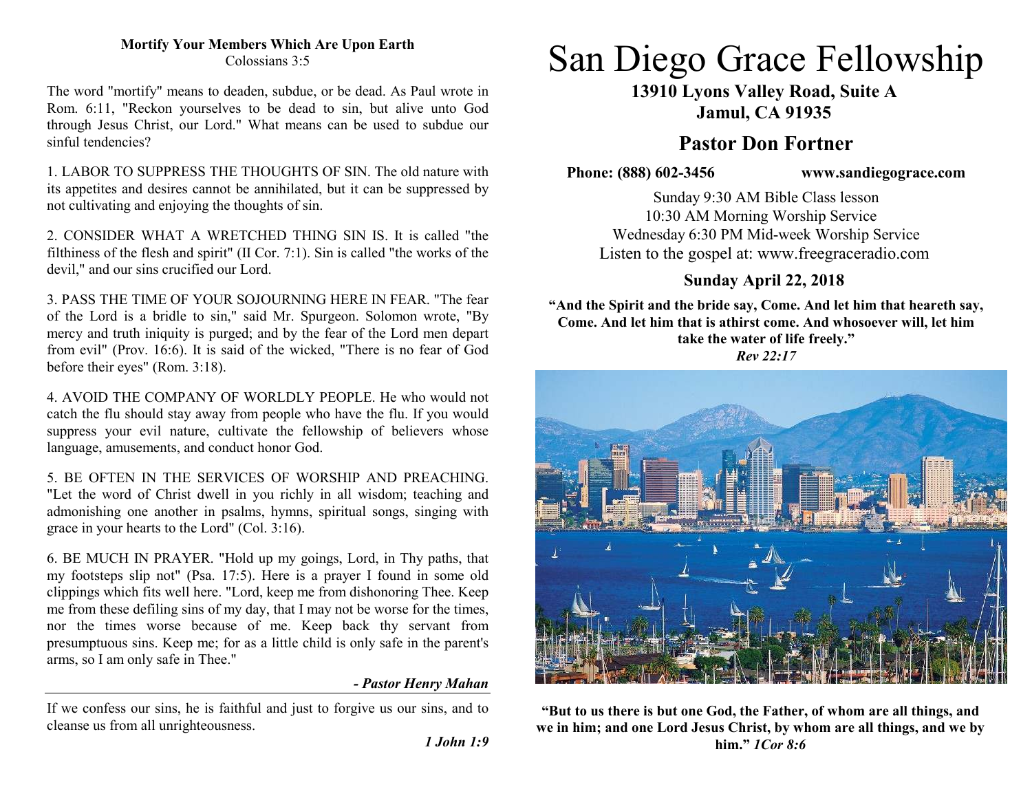**Mortify Your Members Which Are Upon Earth**
Colossians 3:5

The word "mortify" means to deaden, subdue, or be dead. As Paul wrote in Rom. 6:11, "Reckon yourselves to be dead to sin, but alive unto God through Jesus Christ, our Lord." What means can be used to subdue our sinful tendencies?

1. LABOR TO SUPPRESS THE THOUGHTS OF SIN. The old nature with its appetites and desires cannot be annihilated, but it can be suppressed by not cultivating and enjoying the thoughts of sin.

2. CONSIDER WHAT A WRETCHED THING SIN IS. It is called "the filthiness of the flesh and spirit" (II Cor. 7:1). Sin is called "the works of the devil," and our sins crucified our Lord.

3. PASS THE TIME OF YOUR SOJOURNING HERE IN FEAR. "The fear of the Lord is a bridle to sin," said Mr. Spurgeon. Solomon wrote, "By mercy and truth iniquity is purged; and by the fear of the Lord men depart from evil" (Prov. 16:6). It is said of the wicked, "There is no fear of God before their eyes" (Rom. 3:18).

4. AVOID THE COMPANY OF WORLDLY PEOPLE. He who would not catch the flu should stay away from people who have the flu. If you would suppress your evil nature, cultivate the fellowship of believers whose language, amusements, and conduct honor God.

5. BE OFTEN IN THE SERVICES OF WORSHIP AND PREACHING. "Let the word of Christ dwell in you richly in all wisdom; teaching and admonishing one another in psalms, hymns, spiritual songs, singing with grace in your hearts to the Lord" (Col. 3:16).

6. BE MUCH IN PRAYER. "Hold up my goings, Lord, in Thy paths, that my footsteps slip not" (Psa. 17:5). Here is a prayer I found in some old clippings which fits well here. "Lord, keep me from dishonoring Thee. Keep me from these defiling sins of my day, that I may not be worse for the times, nor the times worse because of me. Keep back thy servant from presumptuous sins. Keep me; for as a little child is only safe in the parent's arms, so I am only safe in Thee."

***- Pastor Henry Mahan***

---

If we confess our sins, he is faithful and just to forgive us our sins, and to cleanse us from all unrighteousness.

***1 John 1:9***

# San Diego Grace Fellowship

**13910 Lyons Valley Road, Suite A**
**Jamul, CA 91935**

## Pastor Don Fortner

**Phone: (888) 602-3456** **www.sandiegograce.com**

Sunday 9:30 AM Bible Class lesson
10:30 AM Morning Worship Service
Wednesday 6:30 PM Mid-week Worship Service
Listen to the gospel at: www.freegraceradio.com

### Sunday April 22, 2018

**"And the Spirit and the bride say, Come. And let him that heareth say, Come. And let him that is athirst come. And whosoever will, let him take the water of life freely."**
***Rev 22:17***

**"But to us there is but one God, the Father, of whom are all things, and we in him; and one Lord Jesus Christ, by whom are all things, and we by him."** ***1Cor 8:6***